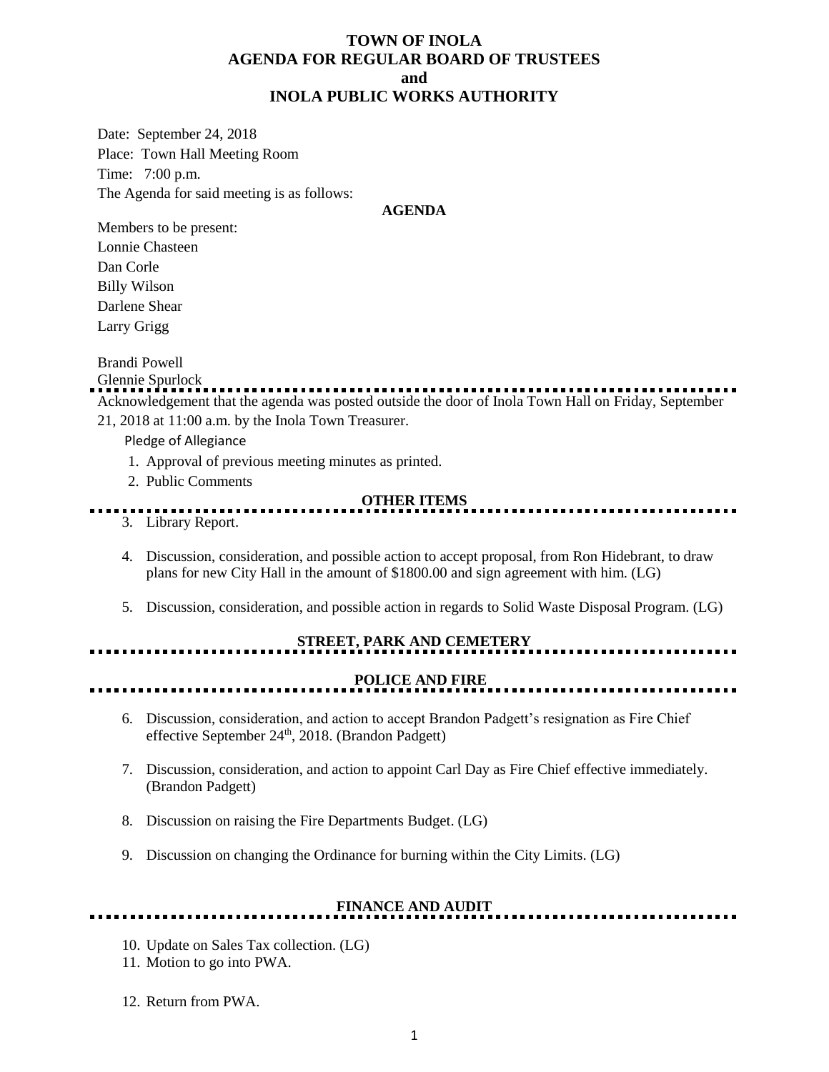# TOWN OF INOLA
# AGENDA FOR REGULAR BOARD OF TRUSTEES
# and
# INOLA PUBLIC WORKS AUTHORITY

Date: September 24, 2018
Place: Town Hall Meeting Room
Time: 7:00 p.m.
The Agenda for said meeting is as follows:

**AGENDA**

Members to be present:
Lonnie Chasteen
Dan Corle
Billy Wilson
Darlene Shear
Larry Grigg

Brandi Powell
Glennie Spurlock

Acknowledgement that the agenda was posted outside the door of Inola Town Hall on Friday, September 21, 2018 at 11:00 a.m. by the Inola Town Treasurer.

Pledge of Allegiance

1. Approval of previous meeting minutes as printed.
2. Public Comments

**OTHER ITEMS**

3. Library Report.
4. Discussion, consideration, and possible action to accept proposal, from Ron Hidebrant, to draw plans for new City Hall in the amount of $1800.00 and sign agreement with him. (LG)
5. Discussion, consideration, and possible action in regards to Solid Waste Disposal Program. (LG)

**STREET, PARK AND CEMETERY**

**POLICE AND FIRE**

6. Discussion, consideration, and action to accept Brandon Padgett's resignation as Fire Chief effective September 24th, 2018. (Brandon Padgett)
7. Discussion, consideration, and action to appoint Carl Day as Fire Chief effective immediately. (Brandon Padgett)
8. Discussion on raising the Fire Departments Budget. (LG)
9. Discussion on changing the Ordinance for burning within the City Limits. (LG)

**FINANCE AND AUDIT**

10. Update on Sales Tax collection. (LG)
11. Motion to go into PWA.
12. Return from PWA.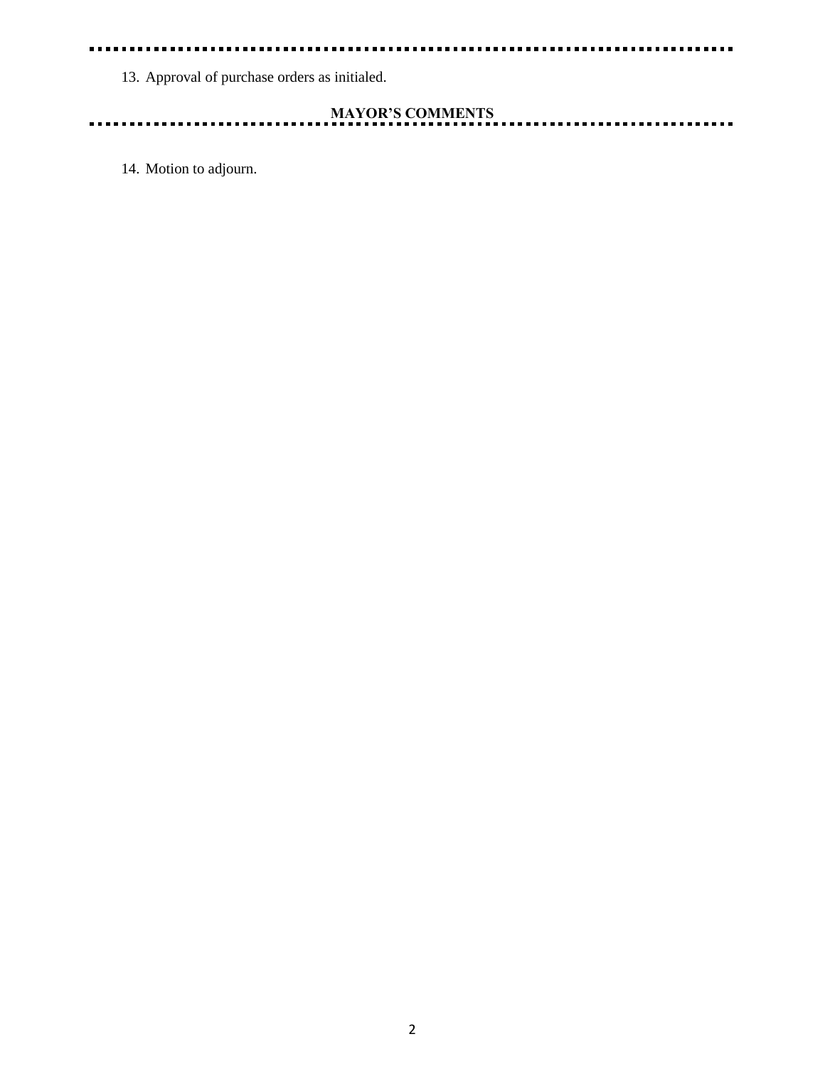13. Approval of purchase orders as initialed.

**MAYOR'S COMMENTS**

14. Motion to adjourn.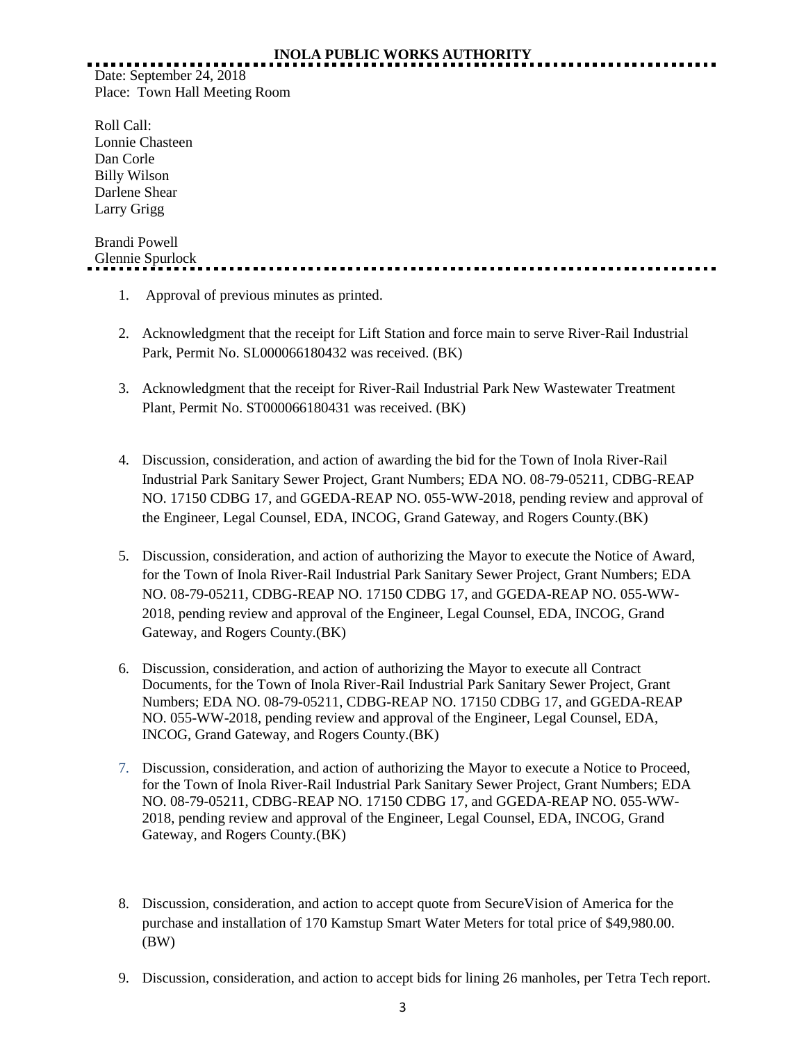**INOLA PUBLIC WORKS AUTHORITY**

Date: September 24, 2018
Place: Town Hall Meeting Room

Roll Call:
Lonnie Chasteen
Dan Corle
Billy Wilson
Darlene Shear
Larry Grigg

Brandi Powell
Glennie Spurlock

1. Approval of previous minutes as printed.

2. Acknowledgment that the receipt for Lift Station and force main to serve River-Rail Industrial Park, Permit No. SL000066180432 was received. (BK)

3. Acknowledgment that the receipt for River-Rail Industrial Park New Wastewater Treatment Plant, Permit No. ST000066180431 was received. (BK)

4. Discussion, consideration, and action of awarding the bid for the Town of Inola River-Rail Industrial Park Sanitary Sewer Project, Grant Numbers; EDA NO. 08-79-05211, CDBG-REAP NO. 17150 CDBG 17, and GGEDA-REAP NO. 055-WW-2018, pending review and approval of the Engineer, Legal Counsel, EDA, INCOG, Grand Gateway, and Rogers County.(BK)

5. Discussion, consideration, and action of authorizing the Mayor to execute the Notice of Award, for the Town of Inola River-Rail Industrial Park Sanitary Sewer Project, Grant Numbers; EDA NO. 08-79-05211, CDBG-REAP NO. 17150 CDBG 17, and GGEDA-REAP NO. 055-WW-2018, pending review and approval of the Engineer, Legal Counsel, EDA, INCOG, Grand Gateway, and Rogers County.(BK)

6. Discussion, consideration, and action of authorizing the Mayor to execute all Contract Documents, for the Town of Inola River-Rail Industrial Park Sanitary Sewer Project, Grant Numbers; EDA NO. 08-79-05211, CDBG-REAP NO. 17150 CDBG 17, and GGEDA-REAP NO. 055-WW-2018, pending review and approval of the Engineer, Legal Counsel, EDA, INCOG, Grand Gateway, and Rogers County.(BK)

7. Discussion, consideration, and action of authorizing the Mayor to execute a Notice to Proceed, for the Town of Inola River-Rail Industrial Park Sanitary Sewer Project, Grant Numbers; EDA NO. 08-79-05211, CDBG-REAP NO. 17150 CDBG 17, and GGEDA-REAP NO. 055-WW-2018, pending review and approval of the Engineer, Legal Counsel, EDA, INCOG, Grand Gateway, and Rogers County.(BK)

8. Discussion, consideration, and action to accept quote from SecureVision of America for the purchase and installation of 170 Kamstup Smart Water Meters for total price of $49,980.00. (BW)

9. Discussion, consideration, and action to accept bids for lining 26 manholes, per Tetra Tech report.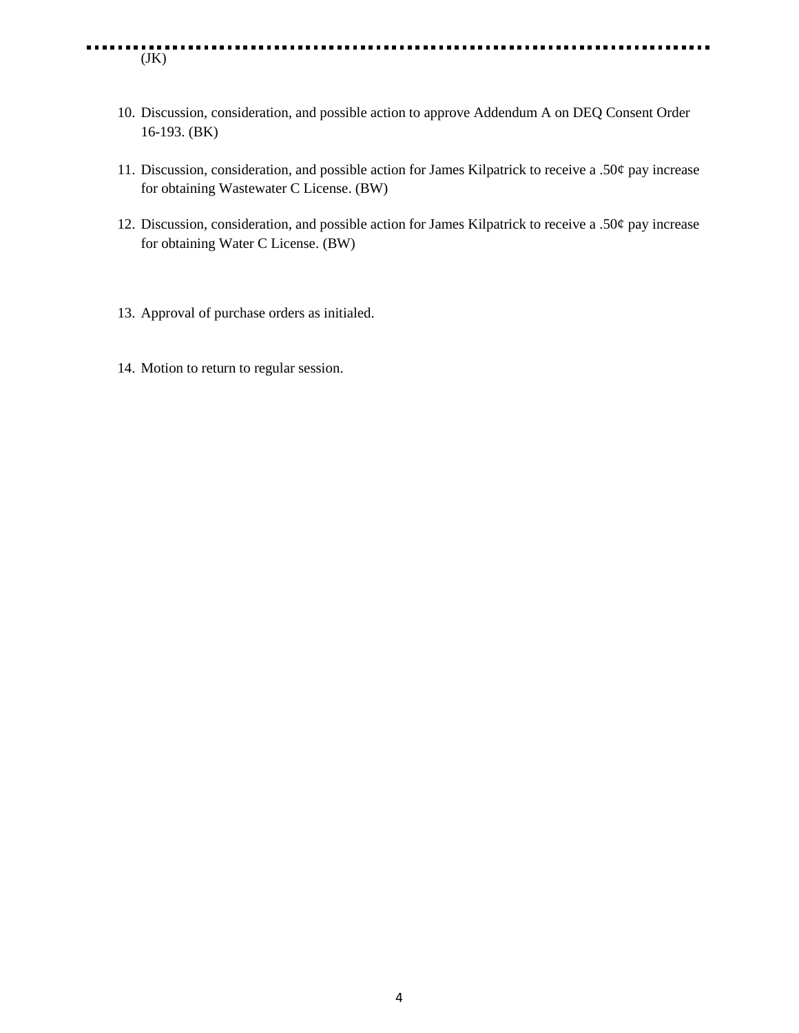(JK)

10. Discussion, consideration, and possible action to approve Addendum A on DEQ Consent Order 16-193. (BK)

11. Discussion, consideration, and possible action for James Kilpatrick to receive a .50¢ pay increase for obtaining Wastewater C License. (BW)

12. Discussion, consideration, and possible action for James Kilpatrick to receive a .50¢ pay increase for obtaining Water C License. (BW)

13. Approval of purchase orders as initialed.

14. Motion to return to regular session.